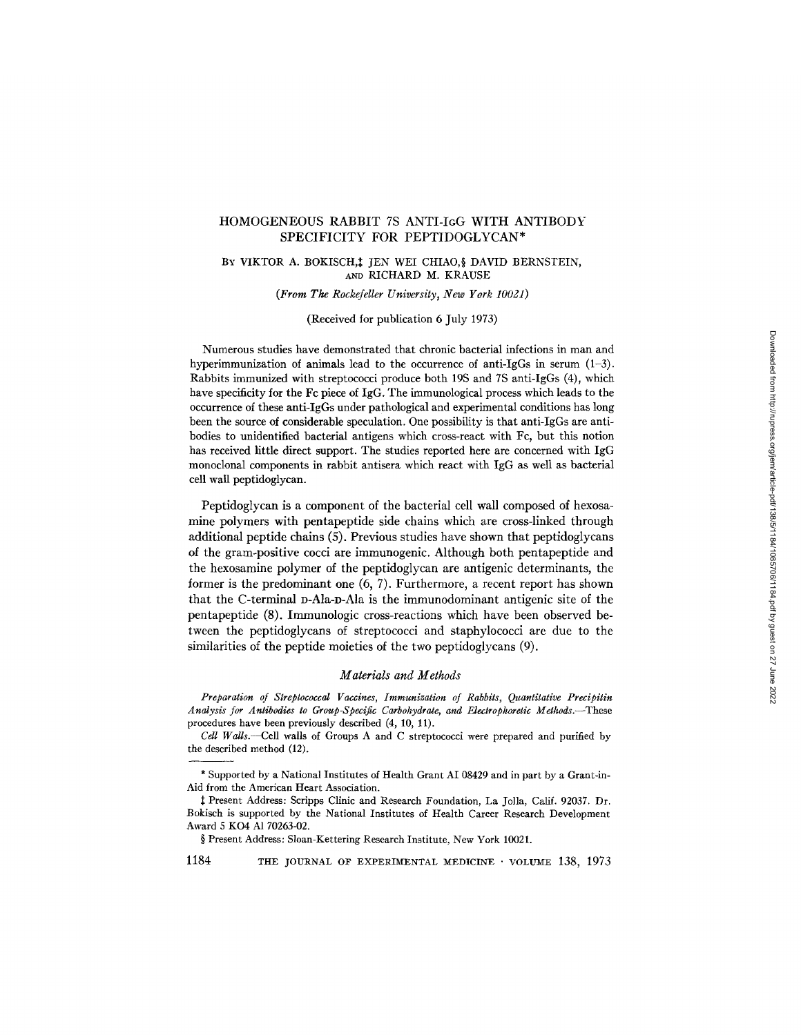# HOMOGENEOUS RABBIT 7S ANTI-IgG WITH ANTIBODY SPECIFICITY FOR PEPTIDOGLYCAN*

BY VIKTOR A. BOKISCH,‡ JEN WEI CHIAO,§ DAVID BERNSTEIN, AND RICHARD M. KRAUSE

*(From The Rockefeller University, New York 10021)*

(Received for publication 6 July 1973)

Numerous studies have demonstrated that chronic bacterial infections in man and hyperimmunization of animals lead to the occurrence of anti-IgGs in serum (1–3). Rabbits immunized with streptococci produce both 19S and 7S anti-IgGs (4), which have specificity for the Fc piece of IgG. The immunological process which leads to the occurrence of these anti-IgGs under pathological and experimental conditions has long been the source of considerable speculation. One possibility is that anti-IgGs are antibodies to unidentified bacterial antigens which cross-react with Fc, but this notion has received little direct support. The studies reported here are concerned with IgG monoclonal components in rabbit antisera which react with IgG as well as bacterial cell wall peptidoglycan.

Peptidoglycan is a component of the bacterial cell wall composed of hexosamine polymers with pentapeptide side chains which are cross-linked through additional peptide chains (5). Previous studies have shown that peptidoglycans of the gram-positive cocci are immunogenic. Although both pentapeptide and the hexosamine polymer of the peptidoglycan are antigenic determinants, the former is the predominant one (6, 7). Furthermore, a recent report has shown that the C-terminal D-Ala-D-Ala is the immunodominant antigenic site of the pentapeptide (8). Immunologic cross-reactions which have been observed between the peptidoglycans of streptococci and staphylococci are due to the similarities of the peptide moieties of the two peptidoglycans (9).

## *Materials and Methods*

*Preparation of Streptococcal Vaccines, Immunization of Rabbits, Quantitative Precipitin Analysis for Antibodies to Group-Specific Carbohydrate, and Electrophoretic Methods.*—These procedures have been previously described (4, 10, 11).

*Cell Walls.*—Cell walls of Groups A and C streptococci were prepared and purified by the described method (12).

---

\* Supported by a National Institutes of Health Grant AI 08429 and in part by a Grant-in-Aid from the American Heart Association.

‡ Present Address: Scripps Clinic and Research Foundation, La Jolla, Calif. 92037. Dr. Bokisch is supported by the National Institutes of Health Career Research Development Award 5 K04 AI 70263-02.

§ Present Address: Sloan-Kettering Research Institute, New York 10021.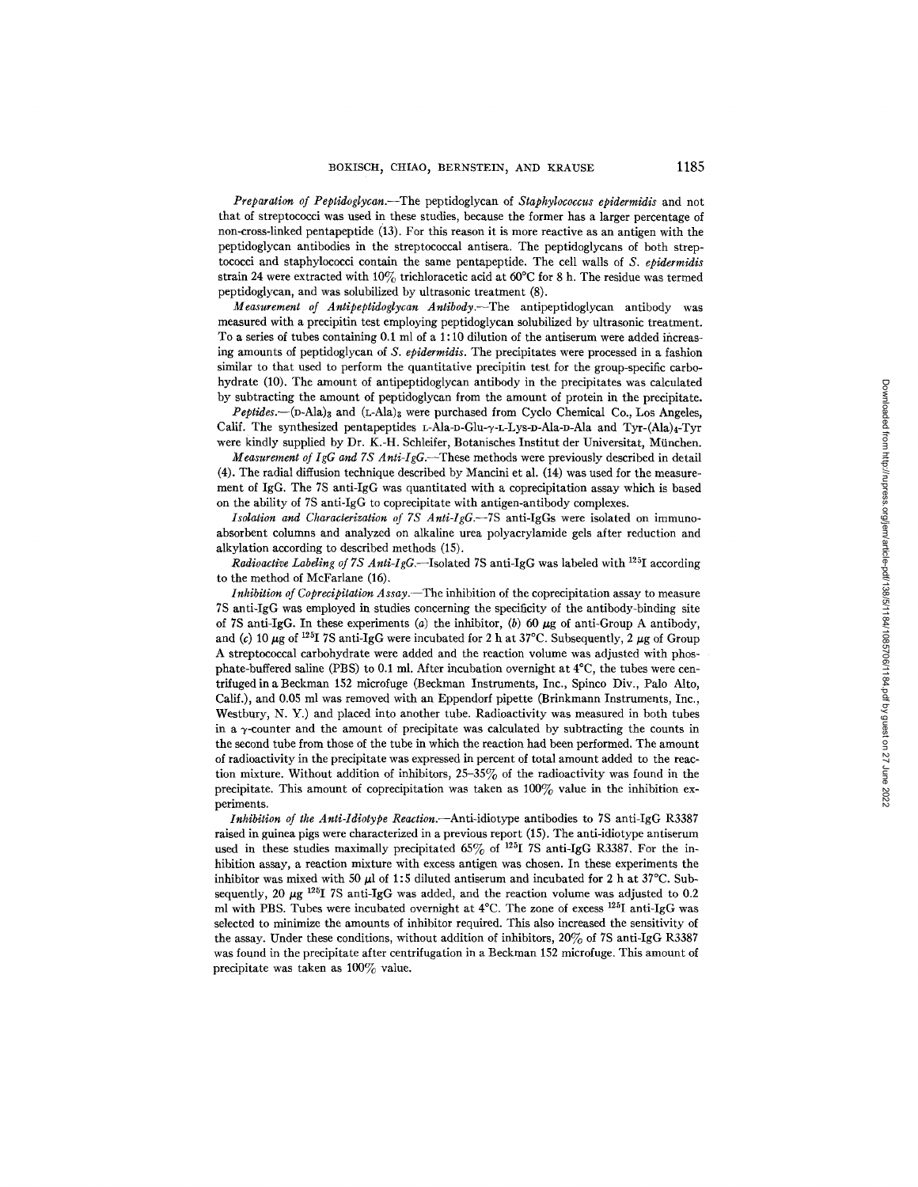*Preparation of Peptidoglycan.*—The peptidoglycan of *Staphylococcus epidermidis* and not that of streptococci was used in these studies, because the former has a larger percentage of non-cross-linked pentapeptide (13). For this reason it is more reactive as an antigen with the peptidoglycan antibodies in the streptococcal antisera. The peptidoglycans of both streptococci and staphylococci contain the same pentapeptide. The cell walls of *S. epidermidis* strain 24 were extracted with 10% trichloracetic acid at 60°C for 8 h. The residue was termed peptidoglycan, and was solubilized by ultrasonic treatment (8).

*Measurement of Antipeptidoglycan Antibody.*—The antipeptidoglycan antibody was measured with a precipitin test employing peptidoglycan solubilized by ultrasonic treatment. To a series of tubes containing 0.1 ml of a 1:10 dilution of the antiserum were added increasing amounts of peptidoglycan of *S. epidermidis*. The precipitates were processed in a fashion similar to that used to perform the quantitative precipitin test for the group-specific carbohydrate (10). The amount of antipeptidoglycan antibody in the precipitates was calculated by subtracting the amount of peptidoglycan from the amount of protein in the precipitate.

*Peptides.*—(D-Ala)$_3$ and (L-Ala)$_3$ were purchased from Cyclo Chemical Co., Los Angeles, Calif. The synthesized pentapeptides L-Ala-D-Glu-γ-L-Lys-D-Ala-D-Ala and Tyr-(Ala)$_4$-Tyr were kindly supplied by Dr. K.-H. Schleifer, Botanisches Institut der Universitat, München.

*Measurement of IgG and 7S Anti-IgG.*—These methods were previously described in detail (4). The radial diffusion technique described by Mancini et al. (14) was used for the measurement of IgG. The 7S anti-IgG was quantitated with a coprecipitation assay which is based on the ability of 7S anti-IgG to coprecipitate with antigen-antibody complexes.

*Isolation and Characterization of 7S Anti-IgG.*—7S anti-IgGs were isolated on immunoabsorbent columns and analyzed on alkaline urea polyacrylamide gels after reduction and alkylation according to described methods (15).

*Radioactive Labeling of 7S Anti-IgG.*—Isolated 7S anti-IgG was labeled with $^{125}$I according to the method of McFarlane (16).

*Inhibition of Coprecipitation Assay.*—The inhibition of the coprecipitation assay to measure 7S anti-IgG was employed in studies concerning the specificity of the antibody-binding site of 7S anti-IgG. In these experiments (*a*) the inhibitor, (*b*) 60 μg of anti-Group A antibody, and (*c*) 10 μg of $^{125}$I 7S anti-IgG were incubated for 2 h at 37°C. Subsequently, 2 μg of Group A streptococcal carbohydrate were added and the reaction volume was adjusted with phosphate-buffered saline (PBS) to 0.1 ml. After incubation overnight at 4°C, the tubes were centrifuged in a Beckman 152 microfuge (Beckman Instruments, Inc., Spinco Div., Palo Alto, Calif.), and 0.05 ml was removed with an Eppendorf pipette (Brinkmann Instruments, Inc., Westbury, N. Y.) and placed into another tube. Radioactivity was measured in both tubes in a γ-counter and the amount of precipitate was calculated by subtracting the counts in the second tube from those of the tube in which the reaction had been performed. The amount of radioactivity in the precipitate was expressed in percent of total amount added to the reaction mixture. Without addition of inhibitors, 25–35% of the radioactivity was found in the precipitate. This amount of coprecipitation was taken as 100% value in the inhibition experiments.

*Inhibition of the Anti-Idiotype Reaction.*—Anti-idiotype antibodies to 7S anti-IgG R3387 raised in guinea pigs were characterized in a previous report (15). The anti-idiotype antiserum used in these studies maximally precipitated 65% of $^{125}$I 7S anti-IgG R3387. For the inhibition assay, a reaction mixture with excess antigen was chosen. In these experiments the inhibitor was mixed with 50 μl of 1:5 diluted antiserum and incubated for 2 h at 37°C. Subsequently, 20 μg $^{125}$I 7S anti-IgG was added, and the reaction volume was adjusted to 0.2 ml with PBS. Tubes were incubated overnight at 4°C. The zone of excess $^{125}$I anti-IgG was selected to minimize the amounts of inhibitor required. This also increased the sensitivity of the assay. Under these conditions, without addition of inhibitors, 20% of 7S anti-IgG R3387 was found in the precipitate after centrifugation in a Beckman 152 microfuge. This amount of precipitate was taken as 100% value.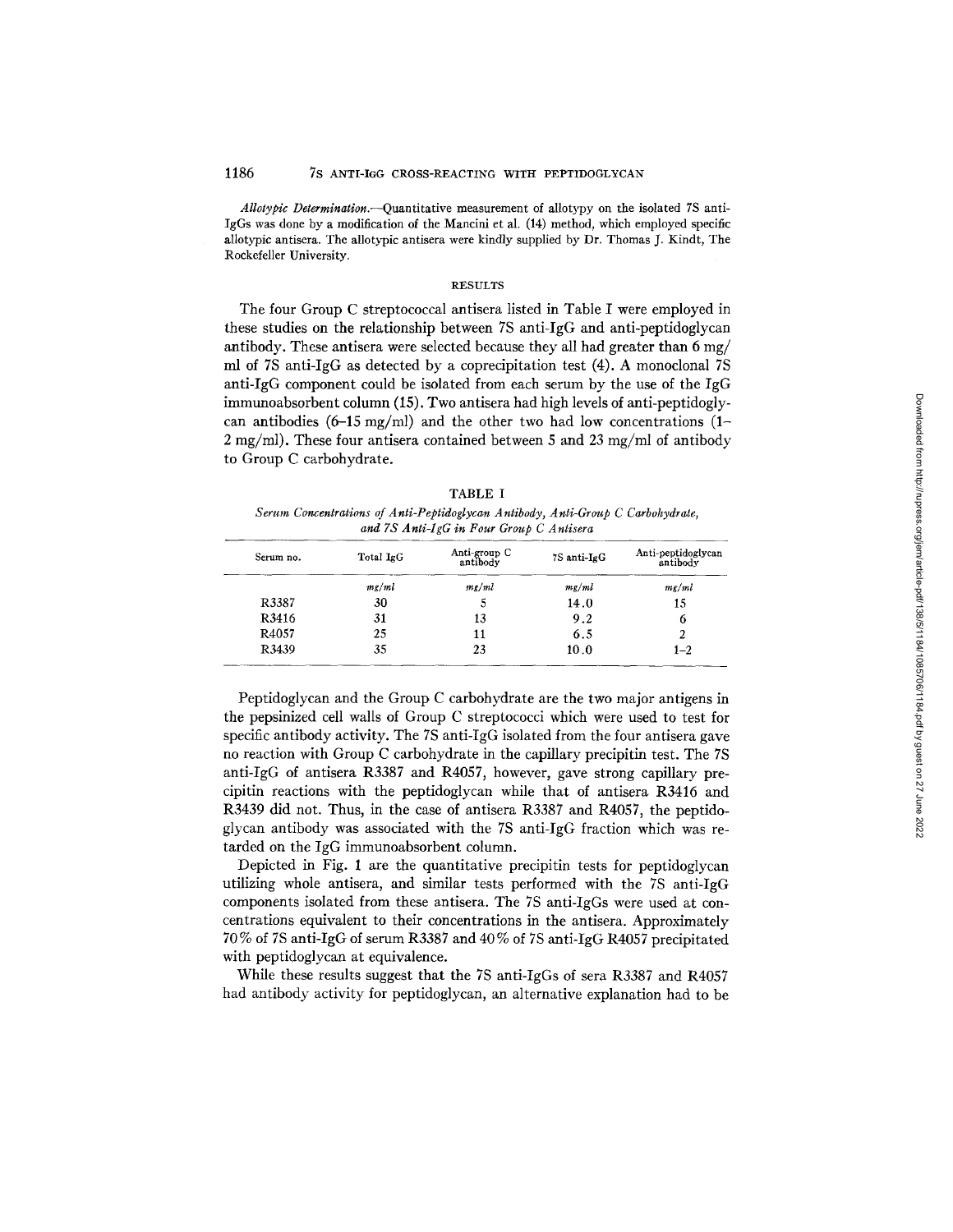*Allotypic Determination.*—Quantitative measurement of allotypy on the isolated 7S anti-IgGs was done by a modification of the Mancini et al. (14) method, which employed specific allotypic antisera. The allotypic antisera were kindly supplied by Dr. Thomas J. Kindt, The Rockefeller University.

## RESULTS

The four Group C streptococcal antisera listed in Table I were employed in these studies on the relationship between 7S anti-IgG and anti-peptidoglycan antibody. These antisera were selected because they all had greater than 6 mg/ml of 7S anti-IgG as detected by a coprecipitation test (4). A monoclonal 7S anti-IgG component could be isolated from each serum by the use of the IgG immunoabsorbent column (15). Two antisera had high levels of anti-peptidoglycan antibodies (6–15 mg/ml) and the other two had low concentrations (1–2 mg/ml). These four antisera contained between 5 and 23 mg/ml of antibody to Group C carbohydrate.

TABLE I

*Serum Concentrations of Anti-Peptidoglycan Antibody, Anti-Group C Carbohydrate, and 7S Anti-IgG in Four Group C Antisera*

| Serum no. | Total IgG | Anti-group C antibody | 7S anti-IgG | Anti-peptidoglycan antibody |
|---|---|---|---|---|
| | *mg/ml* | *mg/ml* | *mg/ml* | *mg/ml* |
| R3387 | 30 | 5 | 14.0 | 15 |
| R3416 | 31 | 13 | 9.2 | 6 |
| R4057 | 25 | 11 | 6.5 | 2 |
| R3439 | 35 | 23 | 10.0 | 1–2 |

Peptidoglycan and the Group C carbohydrate are the two major antigens in the pepsinized cell walls of Group C streptococci which were used to test for specific antibody activity. The 7S anti-IgG isolated from the four antisera gave no reaction with Group C carbohydrate in the capillary precipitin test. The 7S anti-IgG of antisera R3387 and R4057, however, gave strong capillary precipitin reactions with the peptidoglycan while that of antisera R3416 and R3439 did not. Thus, in the case of antisera R3387 and R4057, the peptidoglycan antibody was associated with the 7S anti-IgG fraction which was retarded on the IgG immunoabsorbent column.

Depicted in Fig. 1 are the quantitative precipitin tests for peptidoglycan utilizing whole antisera, and similar tests performed with the 7S anti-IgG components isolated from these antisera. The 7S anti-IgGs were used at concentrations equivalent to their concentrations in the antisera. Approximately 70% of 7S anti-IgG of serum R3387 and 40% of 7S anti-IgG R4057 precipitated with peptidoglycan at equivalence.

While these results suggest that the 7S anti-IgGs of sera R3387 and R4057 had antibody activity for peptidoglycan, an alternative explanation had to be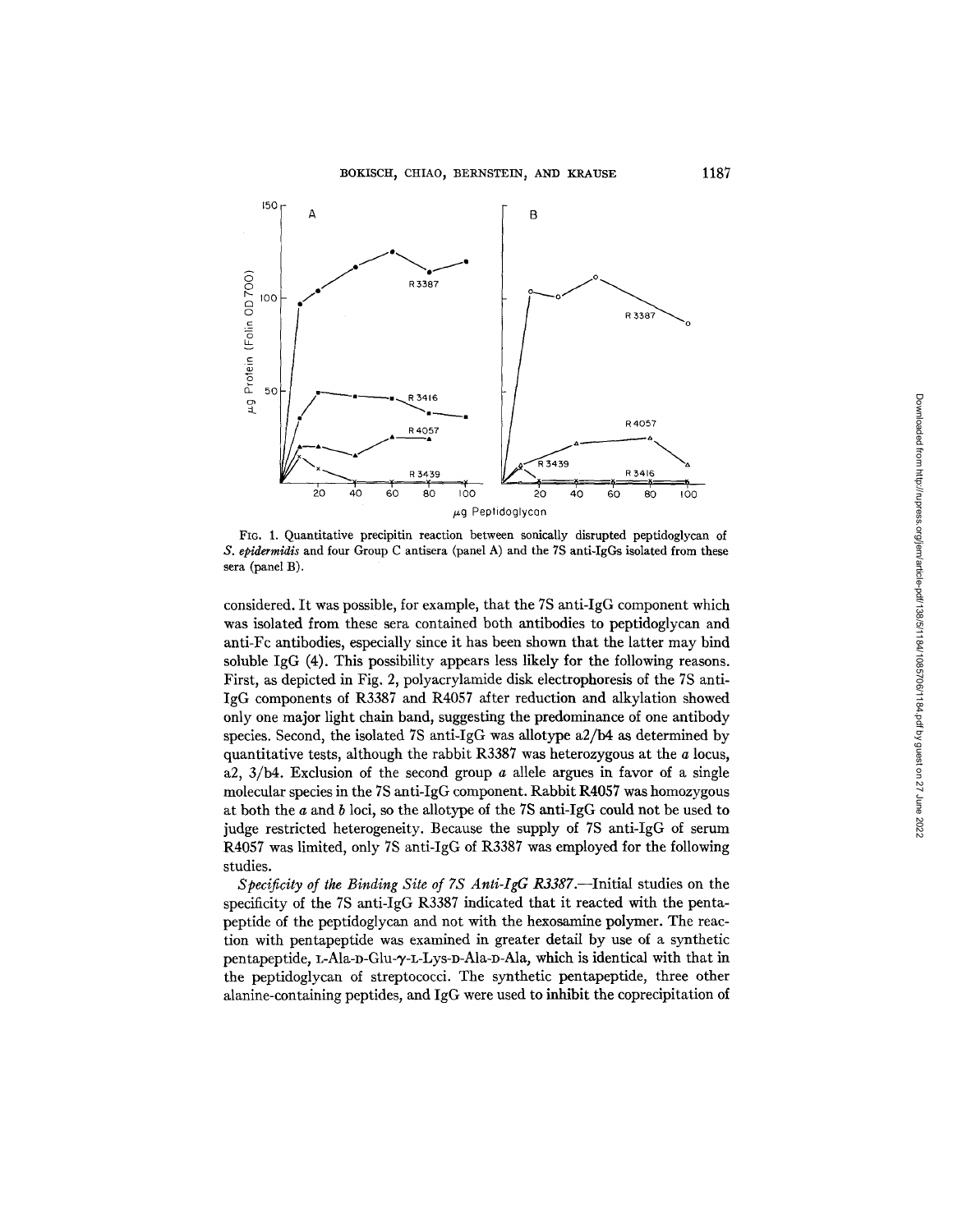FIG. 1. Quantitative precipitin reaction between sonically disrupted peptidoglycan of *S. epidermidis* and four Group C antisera (panel A) and the 7S anti-IgGs isolated from these sera (panel B).

considered. It was possible, for example, that the 7S anti-IgG component which was isolated from these sera contained both antibodies to peptidoglycan and anti-Fc antibodies, especially since it has been shown that the latter may bind soluble IgG (4). This possibility appears less likely for the following reasons. First, as depicted in Fig. 2, polyacrylamide disk electrophoresis of the 7S anti-IgG components of R3387 and R4057 after reduction and alkylation showed only one major light chain band, suggesting the predominance of one antibody species. Second, the isolated 7S anti-IgG was allotype a2/b4 as determined by quantitative tests, although the rabbit R3387 was heterozygous at the *a* locus, a2, 3/b4. Exclusion of the second group *a* allele argues in favor of a single molecular species in the 7S anti-IgG component. Rabbit R4057 was homozygous at both the *a* and *b* loci, so the allotype of the 7S anti-IgG could not be used to judge restricted heterogeneity. Because the supply of 7S anti-IgG of serum R4057 was limited, only 7S anti-IgG of R3387 was employed for the following studies.

*Specificity of the Binding Site of 7S Anti-IgG R3387.*—Initial studies on the specificity of the 7S anti-IgG R3387 indicated that it reacted with the pentapeptide of the peptidoglycan and not with the hexosamine polymer. The reaction with pentapeptide was examined in greater detail by use of a synthetic pentapeptide, L-Ala-D-Glu-γ-L-Lys-D-Ala-D-Ala, which is identical with that in the peptidoglycan of streptococci. The synthetic pentapeptide, three other alanine-containing peptides, and IgG were used to inhibit the coprecipitation of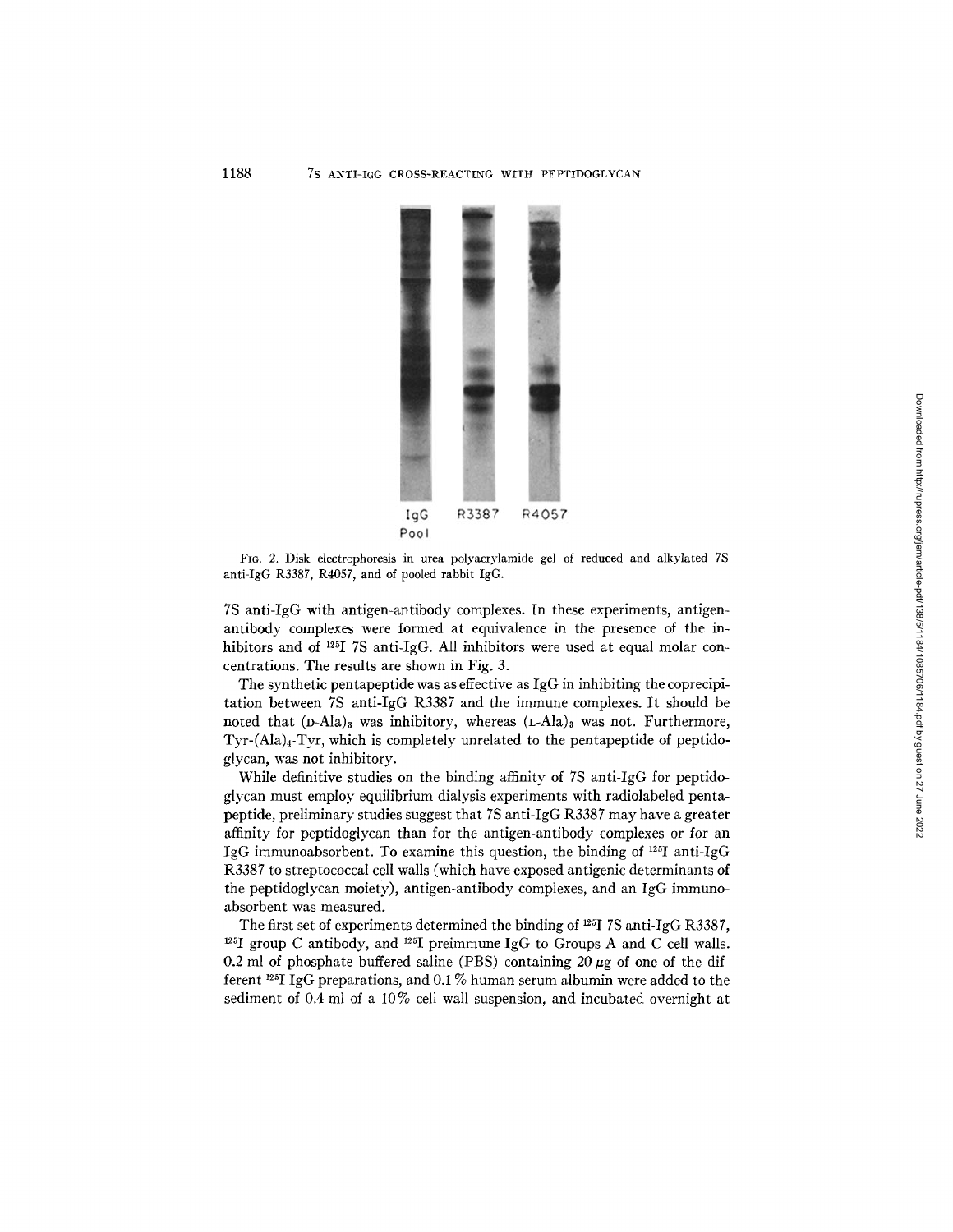IgG Pool R3387 R4057

FIG. 2. Disk electrophoresis in urea polyacrylamide gel of reduced and alkylated 7S anti-IgG R3387, R4057, and of pooled rabbit IgG.

7S anti-IgG with antigen-antibody complexes. In these experiments, antigen-antibody complexes were formed at equivalence in the presence of the inhibitors and of $^{125}$I 7S anti-IgG. All inhibitors were used at equal molar concentrations. The results are shown in Fig. 3.

The synthetic pentapeptide was as effective as IgG in inhibiting the coprecipitation between 7S anti-IgG R3387 and the immune complexes. It should be noted that $(\text{D-Ala})_3$ was inhibitory, whereas $(\text{L-Ala})_3$ was not. Furthermore, Tyr-$(\text{Ala})_4$-Tyr, which is completely unrelated to the pentapeptide of peptidoglycan, was not inhibitory.

While definitive studies on the binding affinity of 7S anti-IgG for peptidoglycan must employ equilibrium dialysis experiments with radiolabeled pentapeptide, preliminary studies suggest that 7S anti-IgG R3387 may have a greater affinity for peptidoglycan than for the antigen-antibody complexes or for an IgG immunoabsorbent. To examine this question, the binding of $^{125}$I anti-IgG R3387 to streptococcal cell walls (which have exposed antigenic determinants of the peptidoglycan moiety), antigen-antibody complexes, and an IgG immunoabsorbent was measured.

The first set of experiments determined the binding of $^{125}$I 7S anti-IgG R3387, $^{125}$I group C antibody, and $^{125}$I preimmune IgG to Groups A and C cell walls. 0.2 ml of phosphate buffered saline (PBS) containing 20 $\mu$g of one of the different $^{125}$I IgG preparations, and 0.1% human serum albumin were added to the sediment of 0.4 ml of a 10% cell wall suspension, and incubated overnight at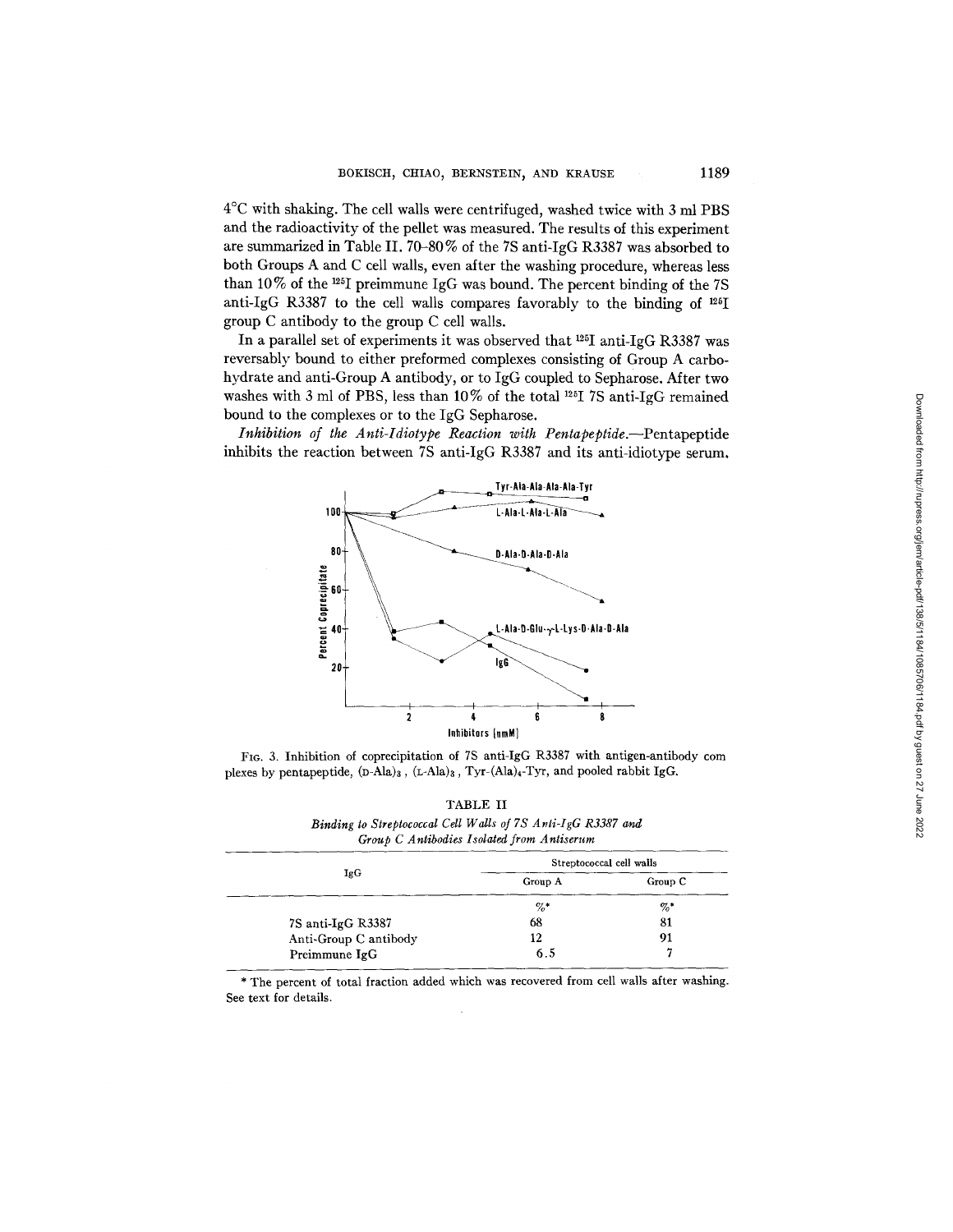4°C with shaking. The cell walls were centrifuged, washed twice with 3 ml PBS and the radioactivity of the pellet was measured. The results of this experiment are summarized in Table II. 70–80% of the 7S anti-IgG R3387 was absorbed to both Groups A and C cell walls, even after the washing procedure, whereas less than 10% of the $^{125}$I preimmune IgG was bound. The percent binding of the 7S anti-IgG R3387 to the cell walls compares favorably to the binding of $^{125}$I group C antibody to the group C cell walls.

In a parallel set of experiments it was observed that $^{125}$I anti-IgG R3387 was reversably bound to either preformed complexes consisting of Group A carbohydrate and anti-Group A antibody, or to IgG coupled to Sepharose. After two washes with 3 ml of PBS, less than 10% of the total $^{125}$I 7S anti-IgG remained bound to the complexes or to the IgG Sepharose.

*Inhibition of the Anti-Idiotype Reaction with Pentapeptide.*—Pentapeptide inhibits the reaction between 7S anti-IgG R3387 and its anti-idiotype serum.

FIG. 3. Inhibition of coprecipitation of 7S anti-IgG R3387 with antigen-antibody complexes by pentapeptide, (D-Ala)$_3$, (L-Ala)$_3$, Tyr-(Ala)$_4$-Tyr, and pooled rabbit IgG.

TABLE II

*Binding to Streptococcal Cell Walls of 7S Anti-IgG R3387 and Group C Antibodies Isolated from Antiserum*

| IgG | Streptococcal cell walls | |
|---|---|---|
| | Group A | Group C |
| | %* | %* |
| 7S anti-IgG R3387 | 68 | 81 |
| Anti-Group C antibody | 12 | 91 |
| Preimmune IgG | 6.5 | 7 |

\* The percent of total fraction added which was recovered from cell walls after washing. See text for details.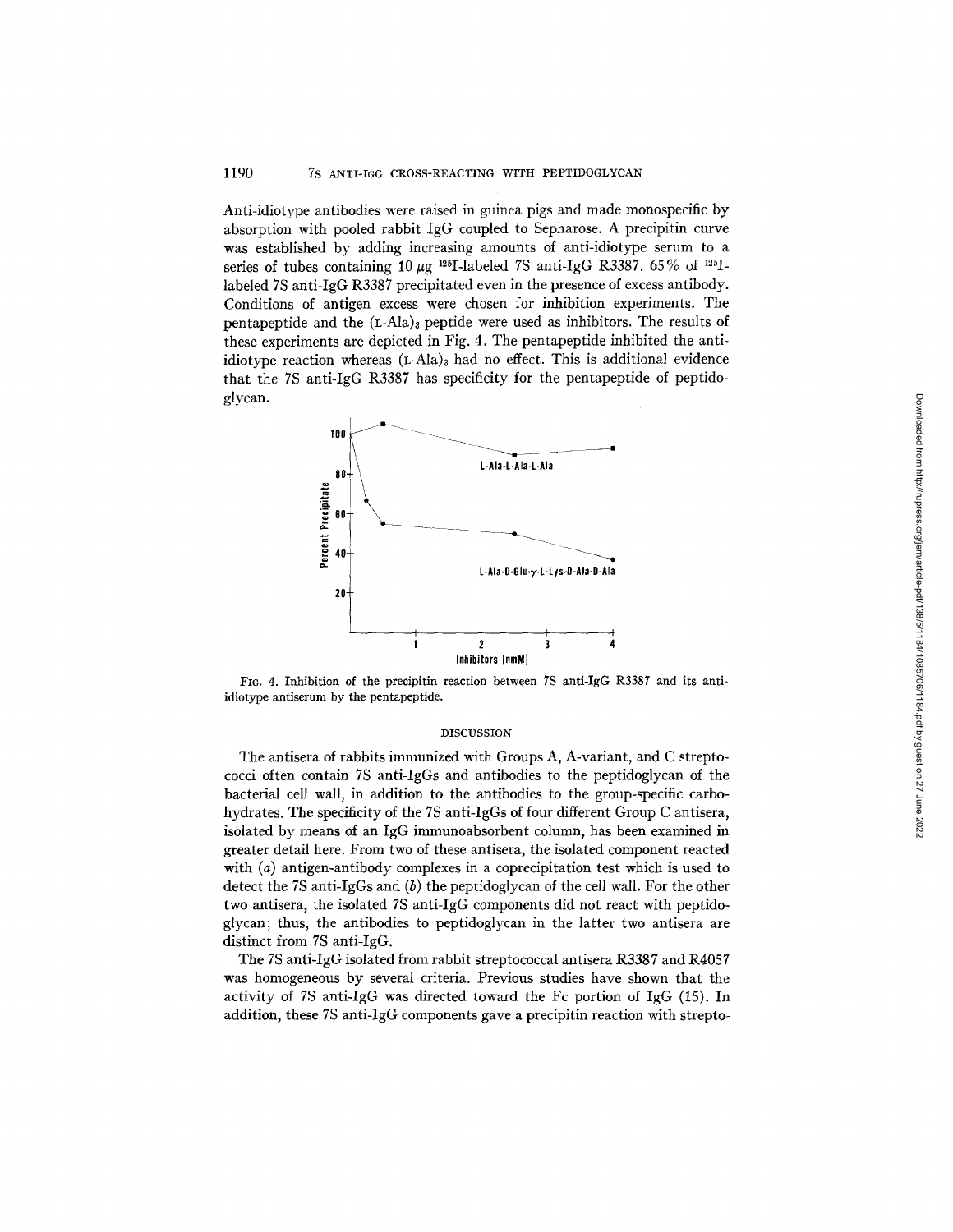Anti-idiotype antibodies were raised in guinea pigs and made monospecific by absorption with pooled rabbit IgG coupled to Sepharose. A precipitin curve was established by adding increasing amounts of anti-idiotype serum to a series of tubes containing 10 μg $^{125}$I-labeled 7S anti-IgG R3387. 65% of $^{125}$I-labeled 7S anti-IgG R3387 precipitated even in the presence of excess antibody. Conditions of antigen excess were chosen for inhibition experiments. The pentapeptide and the (L-Ala)$_3$ peptide were used as inhibitors. The results of these experiments are depicted in Fig. 4. The pentapeptide inhibited the anti-idiotype reaction whereas (L-Ala)$_3$ had no effect. This is additional evidence that the 7S anti-IgG R3387 has specificity for the pentapeptide of peptidoglycan.

FIG. 4. Inhibition of the precipitin reaction between 7S anti-IgG R3387 and its anti-idiotype antiserum by the pentapeptide.

## DISCUSSION

The antisera of rabbits immunized with Groups A, A-variant, and C streptococci often contain 7S anti-IgGs and antibodies to the peptidoglycan of the bacterial cell wall, in addition to the antibodies to the group-specific carbohydrates. The specificity of the 7S anti-IgGs of four different Group C antisera, isolated by means of an IgG immunoabsorbent column, has been examined in greater detail here. From two of these antisera, the isolated component reacted with (*a*) antigen-antibody complexes in a coprecipitation test which is used to detect the 7S anti-IgGs and (*b*) the peptidoglycan of the cell wall. For the other two antisera, the isolated 7S anti-IgG components did not react with peptidoglycan; thus, the antibodies to peptidoglycan in the latter two antisera are distinct from 7S anti-IgG.

The 7S anti-IgG isolated from rabbit streptococcal antisera R3387 and R4057 was homogeneous by several criteria. Previous studies have shown that the activity of 7S anti-IgG was directed toward the Fc portion of IgG (15). In addition, these 7S anti-IgG components gave a precipitin reaction with strepto-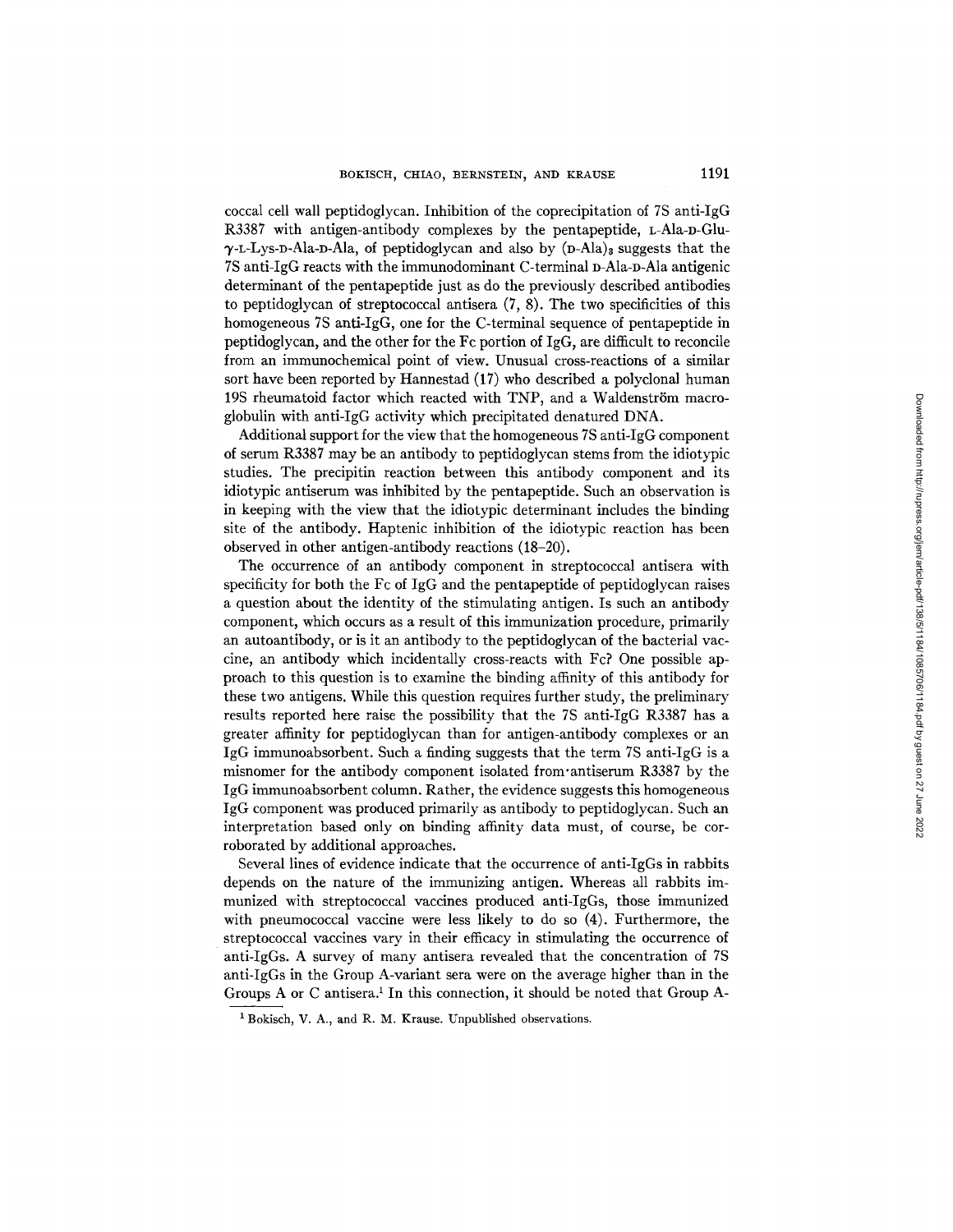coccal cell wall peptidoglycan. Inhibition of the coprecipitation of 7S anti-IgG R3387 with antigen-antibody complexes by the pentapeptide, L-Ala-D-Glu-γ-L-Lys-D-Ala-D-Ala, of peptidoglycan and also by (D-Ala)$_3$ suggests that the 7S anti-IgG reacts with the immunodominant C-terminal D-Ala-D-Ala antigenic determinant of the pentapeptide just as do the previously described antibodies to peptidoglycan of streptococcal antisera (7, 8). The two specificities of this homogeneous 7S anti-IgG, one for the C-terminal sequence of pentapeptide in peptidoglycan, and the other for the Fc portion of IgG, are difficult to reconcile from an immunochemical point of view. Unusual cross-reactions of a similar sort have been reported by Hannestad (17) who described a polyclonal human 19S rheumatoid factor which reacted with TNP, and a Waldenström macroglobulin with anti-IgG activity which precipitated denatured DNA.

Additional support for the view that the homogeneous 7S anti-IgG component of serum R3387 may be an antibody to peptidoglycan stems from the idiotypic studies. The precipitin reaction between this antibody component and its idiotypic antiserum was inhibited by the pentapeptide. Such an observation is in keeping with the view that the idiotypic determinant includes the binding site of the antibody. Haptenic inhibition of the idiotypic reaction has been observed in other antigen-antibody reactions (18–20).

The occurrence of an antibody component in streptococcal antisera with specificity for both the Fc of IgG and the pentapeptide of peptidoglycan raises a question about the identity of the stimulating antigen. Is such an antibody component, which occurs as a result of this immunization procedure, primarily an autoantibody, or is it an antibody to the peptidoglycan of the bacterial vaccine, an antibody which incidentally cross-reacts with Fc? One possible approach to this question is to examine the binding affinity of this antibody for these two antigens. While this question requires further study, the preliminary results reported here raise the possibility that the 7S anti-IgG R3387 has a greater affinity for peptidoglycan than for antigen-antibody complexes or an IgG immunoabsorbent. Such a finding suggests that the term 7S anti-IgG is a misnomer for the antibody component isolated from antiserum R3387 by the IgG immunoabsorbent column. Rather, the evidence suggests this homogeneous IgG component was produced primarily as antibody to peptidoglycan. Such an interpretation based only on binding affinity data must, of course, be corroborated by additional approaches.

Several lines of evidence indicate that the occurrence of anti-IgGs in rabbits depends on the nature of the immunizing antigen. Whereas all rabbits immunized with streptococcal vaccines produced anti-IgGs, those immunized with pneumococcal vaccine were less likely to do so (4). Furthermore, the streptococcal vaccines vary in their efficacy in stimulating the occurrence of anti-IgGs. A survey of many antisera revealed that the concentration of 7S anti-IgGs in the Group A-variant sera were on the average higher than in the Groups A or C antisera.[1] In this connection, it should be noted that Group A-

[1] Bokisch, V. A., and R. M. Krause. Unpublished observations.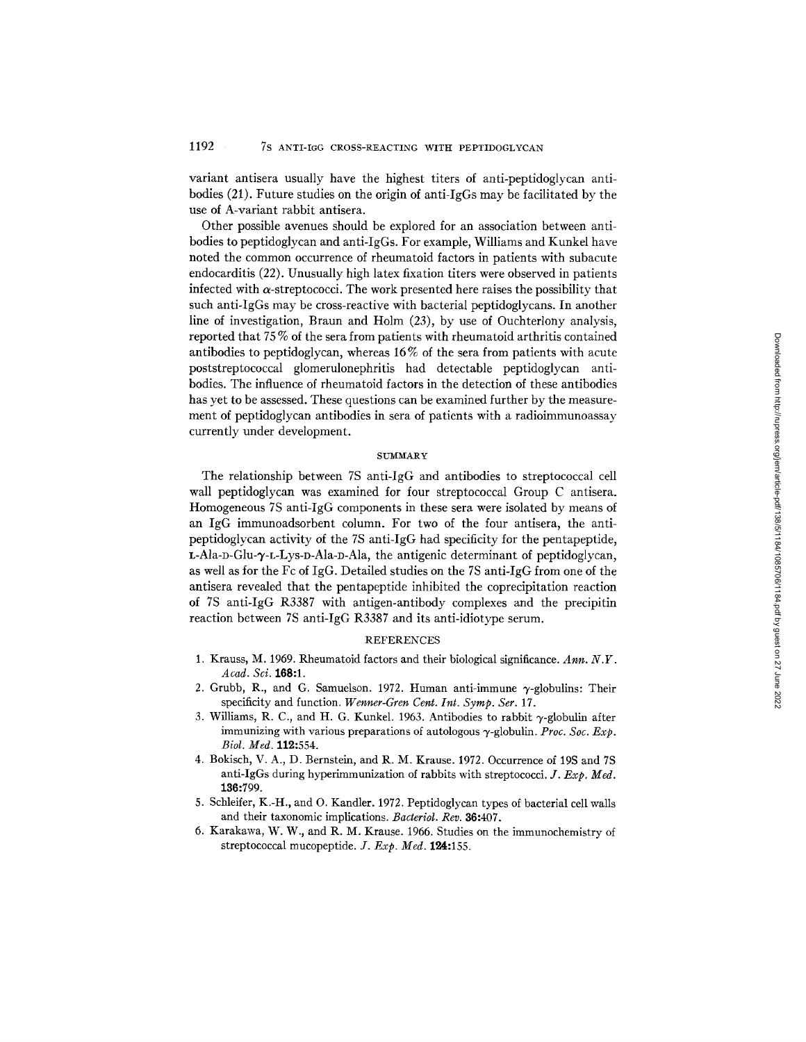variant antisera usually have the highest titers of anti-peptidoglycan antibodies (21). Future studies on the origin of anti-IgGs may be facilitated by the use of A-variant rabbit antisera.

Other possible avenues should be explored for an association between antibodies to peptidoglycan and anti-IgGs. For example, Williams and Kunkel have noted the common occurrence of rheumatoid factors in patients with subacute endocarditis (22). Unusually high latex fixation titers were observed in patients infected with $\alpha$-streptococci. The work presented here raises the possibility that such anti-IgGs may be cross-reactive with bacterial peptidoglycans. In another line of investigation, Braun and Holm (23), by use of Ouchterlony analysis, reported that 75% of the sera from patients with rheumatoid arthritis contained antibodies to peptidoglycan, whereas 16% of the sera from patients with acute poststreptococcal glomerulonephritis had detectable peptidoglycan antibodies. The influence of rheumatoid factors in the detection of these antibodies has yet to be assessed. These questions can be examined further by the measurement of peptidoglycan antibodies in sera of patients with a radioimmunoassay currently under development.

## SUMMARY

The relationship between 7S anti-IgG and antibodies to streptococcal cell wall peptidoglycan was examined for four streptococcal Group C antisera. Homogeneous 7S anti-IgG components in these sera were isolated by means of an IgG immunoadsorbent column. For two of the four antisera, the anti-peptidoglycan activity of the 7S anti-IgG had specificity for the pentapeptide, L-Ala-D-Glu-$\gamma$-L-Lys-D-Ala-D-Ala, the antigenic determinant of peptidoglycan, as well as for the Fc of IgG. Detailed studies on the 7S anti-IgG from one of the antisera revealed that the pentapeptide inhibited the coprecipitation reaction of 7S anti-IgG R3387 with antigen-antibody complexes and the precipitin reaction between 7S anti-IgG R3387 and its anti-idiotype serum.

## REFERENCES

1. Krauss, M. 1969. Rheumatoid factors and their biological significance. *Ann. N.Y. Acad. Sci.* **168**:1.
2. Grubb, R., and G. Samuelson. 1972. Human anti-immune $\gamma$-globulins: Their specificity and function. *Wenner-Gren Cent. Int. Symp. Ser.* 17.
3. Williams, R. C., and H. G. Kunkel. 1963. Antibodies to rabbit $\gamma$-globulin after immunizing with various preparations of autologous $\gamma$-globulin. *Proc. Soc. Exp. Biol. Med.* **112**:554.
4. Bokisch, V. A., D. Bernstein, and R. M. Krause. 1972. Occurrence of 19S and 7S anti-IgGs during hyperimmunization of rabbits with streptococci. *J. Exp. Med.* **136**:799.
5. Schleifer, K.-H., and O. Kandler. 1972. Peptidoglycan types of bacterial cell walls and their taxonomic implications. *Bacteriol. Rev.* **36**:407.
6. Karakawa, W. W., and R. M. Krause. 1966. Studies on the immunochemistry of streptococcal mucopeptide. *J. Exp. Med.* **124**:155.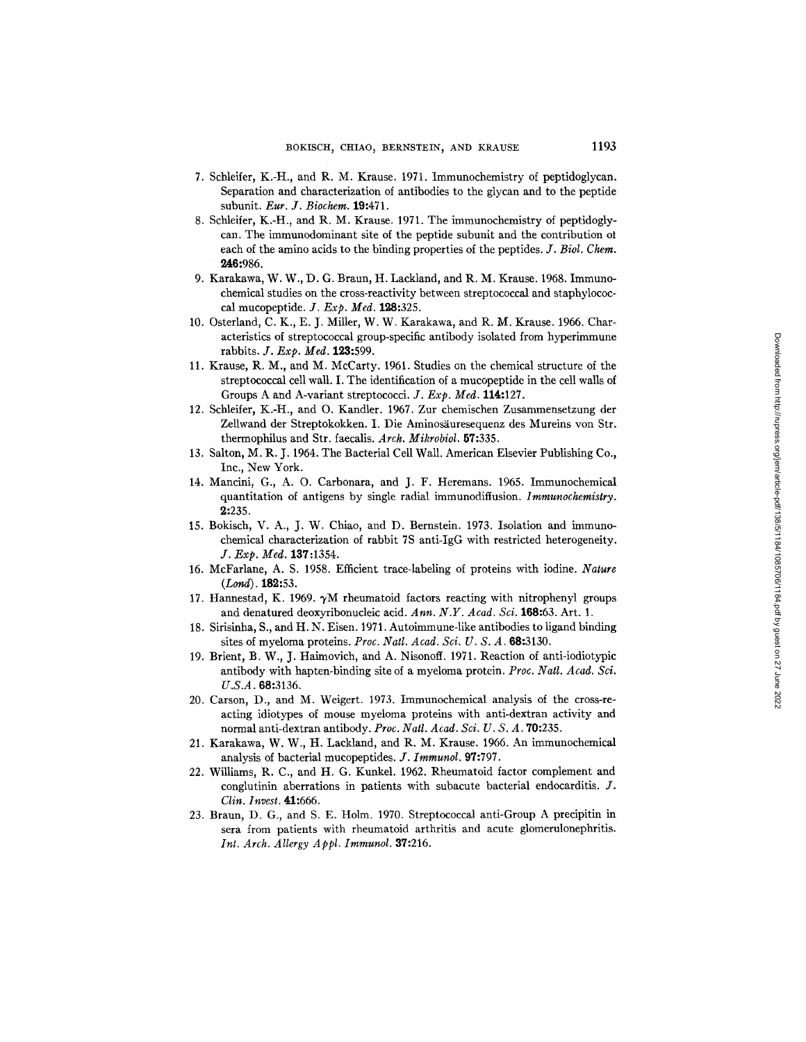7. Schleifer, K.-H., and R. M. Krause. 1971. Immunochemistry of peptidoglycan. Separation and characterization of antibodies to the glycan and to the peptide subunit. *Eur. J. Biochem.* **19:**471.
8. Schleifer, K.-H., and R. M. Krause. 1971. The immunochemistry of peptidoglycan. The immunodominant site of the peptide subunit and the contribution ot each of the amino acids to the binding properties of the peptides. *J. Biol. Chem.* **246:**986.
9. Karakawa, W. W., D. G. Braun, H. Lackland, and R. M. Krause. 1968. Immunochemical studies on the cross-reactivity between streptococcal and staphylococcal mucopeptide. *J. Exp. Med.* **128:**325.
10. Osterland, C. K., E. J. Miller, W. W. Karakawa, and R. M. Krause. 1966. Characteristics of streptococcal group-specific antibody isolated from hyperimmune rabbits. *J. Exp. Med.* **123:**599.
11. Krause, R. M., and M. McCarty. 1961. Studies on the chemical structure of the streptococcal cell wall. I. The identification of a mucopeptide in the cell walls of Groups A and A-variant streptococci. *J. Exp. Med.* **114:**127.
12. Schleifer, K.-H., and O. Kandler. 1967. Zur chemischen Zusammensetzung der Zellwand der Streptokokken. I. Die Aminosäuresequenz des Mureins von Str. thermophilus and Str. faecalis. *Arch. Mikrobiol.* **57:**335.
13. Salton, M. R. J. 1964. The Bacterial Cell Wall. American Elsevier Publishing Co., Inc., New York.
14. Mancini, G., A. O. Carbonara, and J. F. Heremans. 1965. Immunochemical quantitation of antigens by single radial immunodiffusion. *Immunochemistry.* **2:**235.
15. Bokisch, V. A., J. W. Chiao, and D. Bernstein. 1973. Isolation and immunochemical characterization of rabbit 7S anti-IgG with restricted heterogeneity. *J. Exp. Med.* **137:**1354.
16. McFarlane, A. S. 1958. Efficient trace-labeling of proteins with iodine. *Nature (Lond).* **182:**53.
17. Hannestad, K. 1969. γM rheumatoid factors reacting with nitrophenyl groups and denatured deoxyribonucleic acid. *Ann. N.Y. Acad. Sci.* **168:**63. Art. 1.
18. Sirisinha, S., and H. N. Eisen. 1971. Autoimmune-like antibodies to ligand binding sites of myeloma proteins. *Proc. Natl. Acad. Sci. U. S. A.* **68:**3130.
19. Brient, B. W., J. Haimovich, and A. Nisonoff. 1971. Reaction of anti-iodiotypic antibody with hapten-binding site of a myeloma protein. *Proc. Natl. Acad. Sci. U.S.A.* **68:**3136.
20. Carson, D., and M. Weigert. 1973. Immunochemical analysis of the cross-reacting idiotypes of mouse myeloma proteins with anti-dextran activity and normal anti-dextran antibody. *Proc. Natl. Acad. Sci. U. S. A.* **70:**235.
21. Karakawa, W. W., H. Lackland, and R. M. Krause. 1966. An immunochemical analysis of bacterial mucopeptides. *J. Immunol.* **97:**797.
22. Williams, R. C., and H. G. Kunkel. 1962. Rheumatoid factor complement and conglutinin aberrations in patients with subacute bacterial endocarditis. *J. Clin. Invest.* **41:**666.
23. Braun, D. G., and S. E. Holm. 1970. Streptococcal anti-Group A precipitin in sera from patients with rheumatoid arthritis and acute glomerulonephritis. *Int. Arch. Allergy Appl. Immunol.* **37:**216.